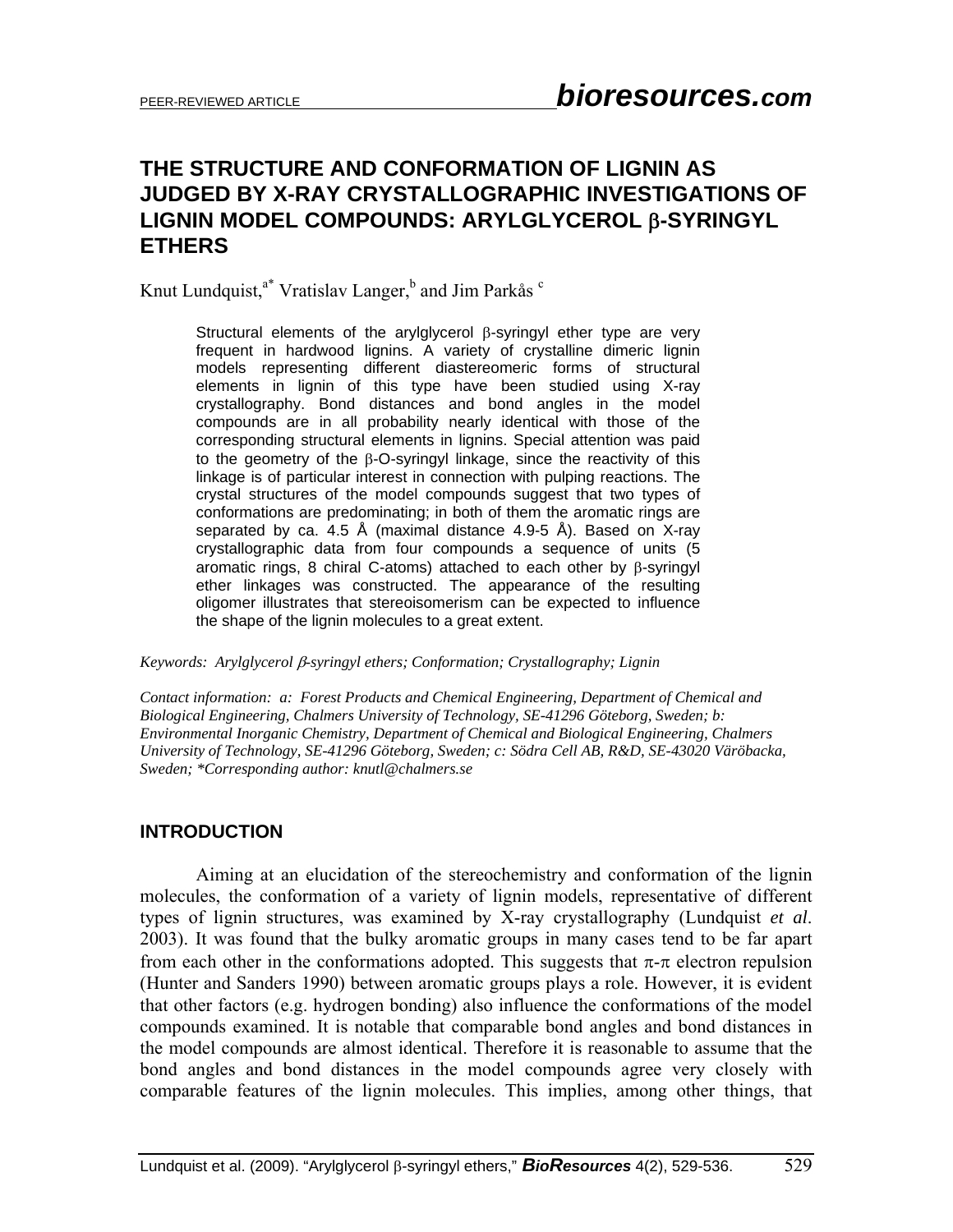# THE STRUCTURE AND CONFORMATION OF LIGNIN AS JUDGED BY X-RAY CRYSTALLOGRAPHIC INVESTIGATIONS OF LIGNIN MODEL COMPOUNDS: ARYLGLYCEROL β-SYRINGYL ETHERS

Knut Lundquist,[a*] Vratislav Langer,[b] and Jim Parkås [c]

Structural elements of the arylglycerol β-syringyl ether type are very frequent in hardwood lignins. A variety of crystalline dimeric lignin models representing different diastereomeric forms of structural elements in lignin of this type have been studied using X-ray crystallography. Bond distances and bond angles in the model compounds are in all probability nearly identical with those of the corresponding structural elements in lignins. Special attention was paid to the geometry of the β-O-syringyl linkage, since the reactivity of this linkage is of particular interest in connection with pulping reactions. The crystal structures of the model compounds suggest that two types of conformations are predominating; in both of them the aromatic rings are separated by ca. 4.5 Å (maximal distance 4.9-5 Å). Based on X-ray crystallographic data from four compounds a sequence of units (5 aromatic rings, 8 chiral C-atoms) attached to each other by β-syringyl ether linkages was constructed. The appearance of the resulting oligomer illustrates that stereoisomerism can be expected to influence the shape of the lignin molecules to a great extent.

*Keywords: Arylglycerol β-syringyl ethers; Conformation; Crystallography; Lignin*

*Contact information: a: Forest Products and Chemical Engineering, Department of Chemical and Biological Engineering, Chalmers University of Technology, SE-41296 Göteborg, Sweden; b: Environmental Inorganic Chemistry, Department of Chemical and Biological Engineering, Chalmers University of Technology, SE-41296 Göteborg, Sweden; c: Södra Cell AB, R&D, SE-43020 Väröbacka, Sweden; \*Corresponding author: knutl@chalmers.se*

## INTRODUCTION

Aiming at an elucidation of the stereochemistry and conformation of the lignin molecules, the conformation of a variety of lignin models, representative of different types of lignin structures, was examined by X-ray crystallography (Lundquist *et al.* 2003). It was found that the bulky aromatic groups in many cases tend to be far apart from each other in the conformations adopted. This suggests that π-π electron repulsion (Hunter and Sanders 1990) between aromatic groups plays a role. However, it is evident that other factors (e.g. hydrogen bonding) also influence the conformations of the model compounds examined. It is notable that comparable bond angles and bond distances in the model compounds are almost identical. Therefore it is reasonable to assume that the bond angles and bond distances in the model compounds agree very closely with comparable features of the lignin molecules. This implies, among other things, that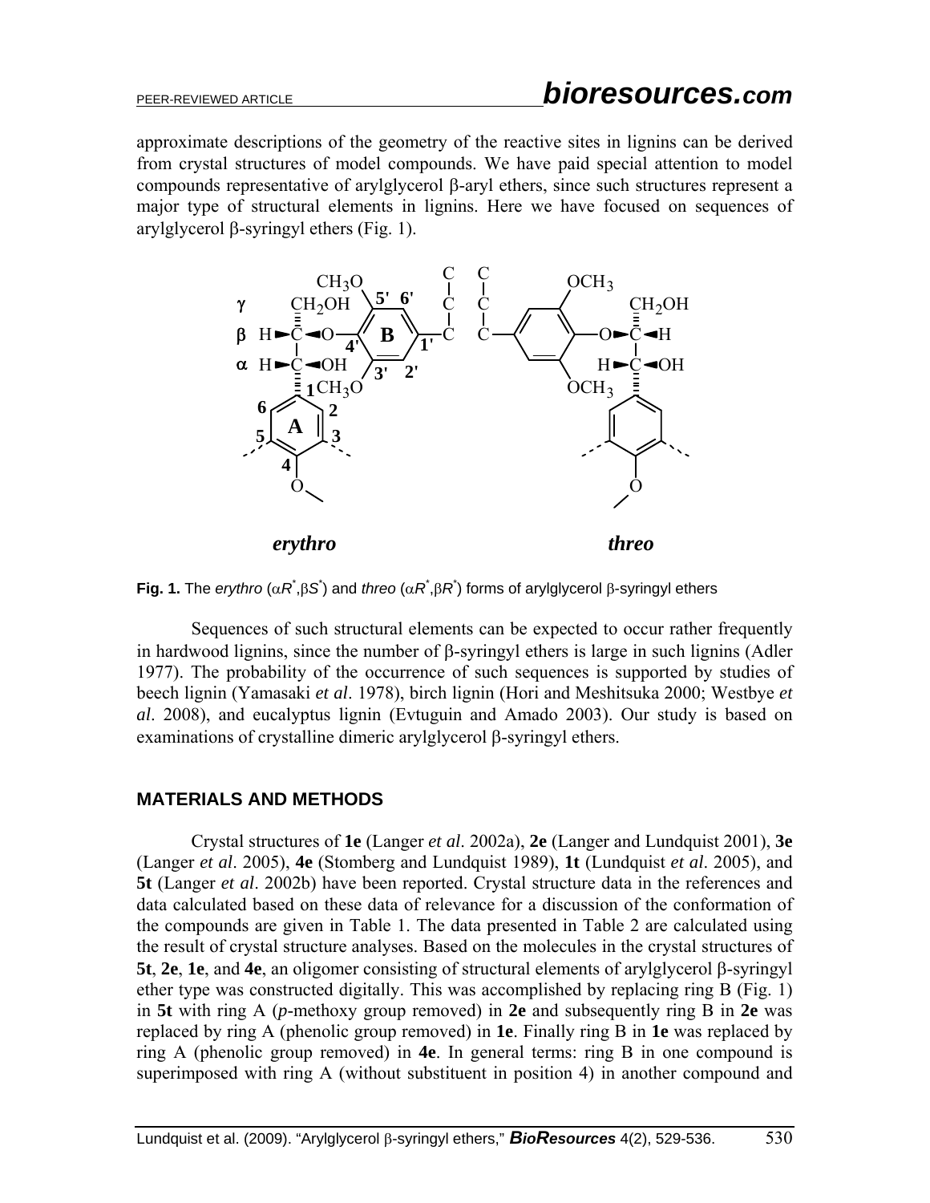approximate descriptions of the geometry of the reactive sites in lignins can be derived from crystal structures of model compounds. We have paid special attention to model compounds representative of arylglycerol β-aryl ethers, since such structures represent a major type of structural elements in lignins. Here we have focused on sequences of arylglycerol β-syringyl ethers (Fig. 1).

**Fig. 1.** The *erythro* ($\alpha R^*,\beta S^*$) and *threo* ($\alpha R^*,\beta R^*$) forms of arylglycerol β-syringyl ethers

Sequences of such structural elements can be expected to occur rather frequently in hardwood lignins, since the number of β-syringyl ethers is large in such lignins (Adler 1977). The probability of the occurrence of such sequences is supported by studies of beech lignin (Yamasaki *et al*. 1978), birch lignin (Hori and Meshitsuka 2000; Westbye *et al*. 2008), and eucalyptus lignin (Evtuguin and Amado 2003). Our study is based on examinations of crystalline dimeric arylglycerol β-syringyl ethers.

## MATERIALS AND METHODS

Crystal structures of **1e** (Langer *et al*. 2002a), **2e** (Langer and Lundquist 2001), **3e** (Langer *et al*. 2005), **4e** (Stomberg and Lundquist 1989), **1t** (Lundquist *et al*. 2005), and **5t** (Langer *et al*. 2002b) have been reported. Crystal structure data in the references and data calculated based on these data of relevance for a discussion of the conformation of the compounds are given in Table 1. The data presented in Table 2 are calculated using the result of crystal structure analyses. Based on the molecules in the crystal structures of **5t**, **2e**, **1e**, and **4e**, an oligomer consisting of structural elements of arylglycerol β-syringyl ether type was constructed digitally. This was accomplished by replacing ring B (Fig. 1) in **5t** with ring A (*p*-methoxy group removed) in **2e** and subsequently ring B in **2e** was replaced by ring A (phenolic group removed) in **1e**. Finally ring B in **1e** was replaced by ring A (phenolic group removed) in **4e**. In general terms: ring B in one compound is superimposed with ring A (without substituent in position 4) in another compound and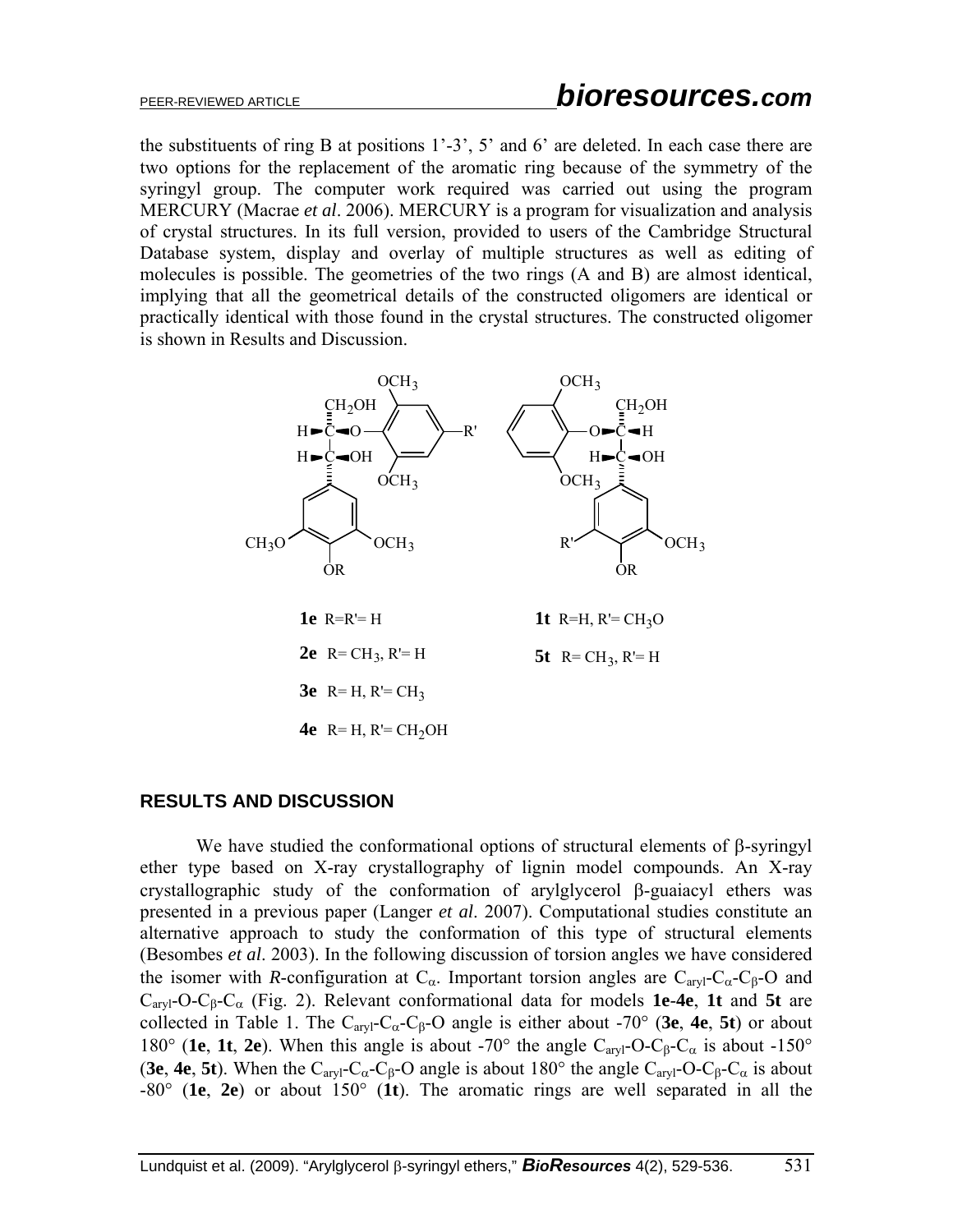the substituents of ring B at positions 1'-3', 5' and 6' are deleted. In each case there are two options for the replacement of the aromatic ring because of the symmetry of the syringyl group. The computer work required was carried out using the program MERCURY (Macrae *et al*. 2006). MERCURY is a program for visualization and analysis of crystal structures. In its full version, provided to users of the Cambridge Structural Database system, display and overlay of multiple structures as well as editing of molecules is possible. The geometries of the two rings (A and B) are almost identical, implying that all the geometrical details of the constructed oligomers are identical or practically identical with those found in the crystal structures. The constructed oligomer is shown in Results and Discussion.

**1e** R=R'= H

**2e** R= $CH_3$, R'= H

**3e** R= H, R'= $CH_3$

**4e** R= H, R'= $CH_2OH$

**1t** R=H, R'= $CH_3O$

**5t** R= $CH_3$, R'= H

## RESULTS AND DISCUSSION

We have studied the conformational options of structural elements of β-syringyl ether type based on X-ray crystallography of lignin model compounds. An X-ray crystallographic study of the conformation of arylglycerol β-guaiacyl ethers was presented in a previous paper (Langer *et al*. 2007). Computational studies constitute an alternative approach to study the conformation of this type of structural elements (Besombes *et al*. 2003). In the following discussion of torsion angles we have considered the isomer with *R*-configuration at $C_\alpha$. Important torsion angles are $C_{aryl}$-$C_\alpha$-$C_\beta$-O and $C_{aryl}$-O-$C_\beta$-$C_\alpha$ (Fig. 2). Relevant conformational data for models **1e**-**4e**, **1t** and **5t** are collected in Table 1. The $C_{aryl}$-$C_\alpha$-$C_\beta$-O angle is either about -70° (**3e**, **4e**, **5t**) or about 180° (**1e**, **1t**, **2e**). When this angle is about -70° the angle $C_{aryl}$-O-$C_\beta$-$C_\alpha$ is about -150° (**3e**, **4e**, **5t**). When the $C_{aryl}$-$C_\alpha$-$C_\beta$-O angle is about 180° the angle $C_{aryl}$-O-$C_\beta$-$C_\alpha$ is about -80° (**1e**, **2e**) or about 150° (**1t**). The aromatic rings are well separated in all the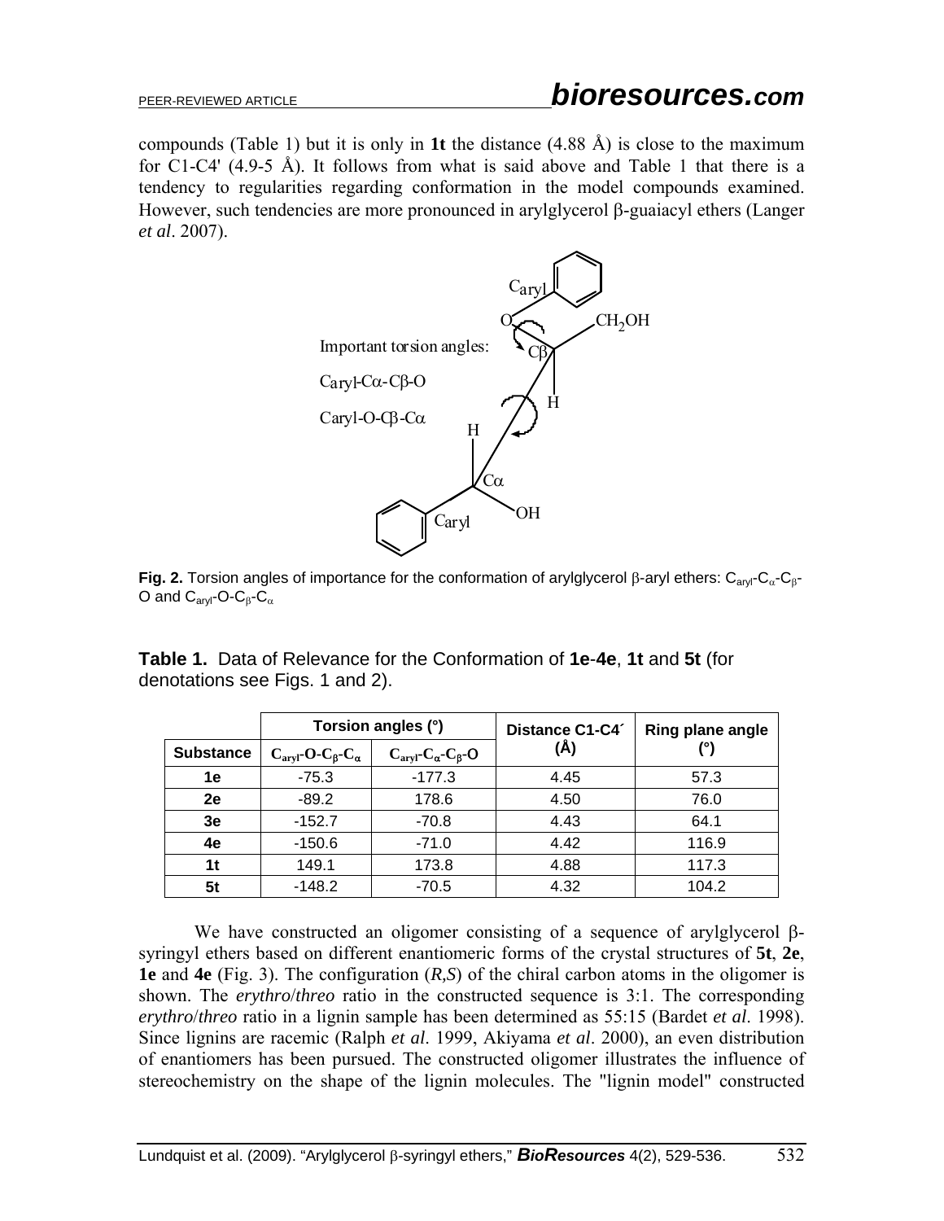compounds (Table 1) but it is only in **1t** the distance (4.88 Å) is close to the maximum for C1-C4' (4.9-5 Å). It follows from what is said above and Table 1 that there is a tendency to regularities regarding conformation in the model compounds examined. However, such tendencies are more pronounced in arylglycerol β-guaiacyl ethers (Langer *et al*. 2007).

**Fig. 2.** Torsion angles of importance for the conformation of arylglycerol β-aryl ethers: $C_{aryl}$-$C_{\alpha}$-$C_{\beta}$-O and $C_{aryl}$-O-$C_{\beta}$-$C_{\alpha}$

**Table 1.** Data of Relevance for the Conformation of **1e**-**4e**, **1t** and **5t** (for denotations see Figs. 1 and 2).

| | Torsion angles (°) | | Distance C1-C4´ (Å) | Ring plane angle (°) |
|---|---|---|---|---|
| **Substance** | $C_{aryl}$-O-$C_{\beta}$-$C_{\alpha}$ | $C_{aryl}$-$C_{\alpha}$-$C_{\beta}$-O | | |
| **1e** | -75.3 | -177.3 | 4.45 | 57.3 |
| **2e** | -89.2 | 178.6 | 4.50 | 76.0 |
| **3e** | -152.7 | -70.8 | 4.43 | 64.1 |
| **4e** | -150.6 | -71.0 | 4.42 | 116.9 |
| **1t** | 149.1 | 173.8 | 4.88 | 117.3 |
| **5t** | -148.2 | -70.5 | 4.32 | 104.2 |

We have constructed an oligomer consisting of a sequence of arylglycerol β-syringyl ethers based on different enantiomeric forms of the crystal structures of **5t**, **2e**, **1e** and **4e** (Fig. 3). The configuration (*R*,*S*) of the chiral carbon atoms in the oligomer is shown. The *erythro*/*threo* ratio in the constructed sequence is 3:1. The corresponding *erythro*/*threo* ratio in a lignin sample has been determined as 55:15 (Bardet *et al*. 1998). Since lignins are racemic (Ralph *et al*. 1999, Akiyama *et al*. 2000), an even distribution of enantiomers has been pursued. The constructed oligomer illustrates the influence of stereochemistry on the shape of the lignin molecules. The "lignin model" constructed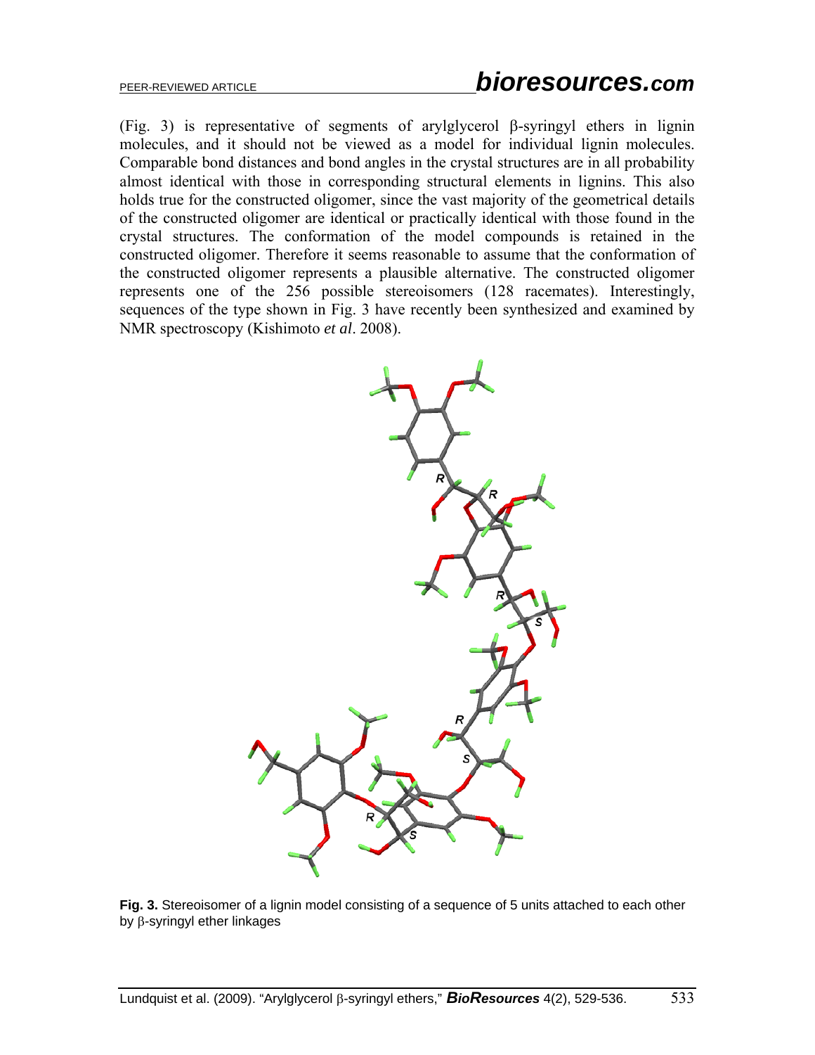(Fig. 3) is representative of segments of arylglycerol β-syringyl ethers in lignin molecules, and it should not be viewed as a model for individual lignin molecules. Comparable bond distances and bond angles in the crystal structures are in all probability almost identical with those in corresponding structural elements in lignins. This also holds true for the constructed oligomer, since the vast majority of the geometrical details of the constructed oligomer are identical or practically identical with those found in the crystal structures. The conformation of the model compounds is retained in the constructed oligomer. Therefore it seems reasonable to assume that the conformation of the constructed oligomer represents a plausible alternative. The constructed oligomer represents one of the 256 possible stereoisomers (128 racemates). Interestingly, sequences of the type shown in Fig. 3 have recently been synthesized and examined by NMR spectroscopy (Kishimoto *et al*. 2008).

**Fig. 3.** Stereoisomer of a lignin model consisting of a sequence of 5 units attached to each other by β-syringyl ether linkages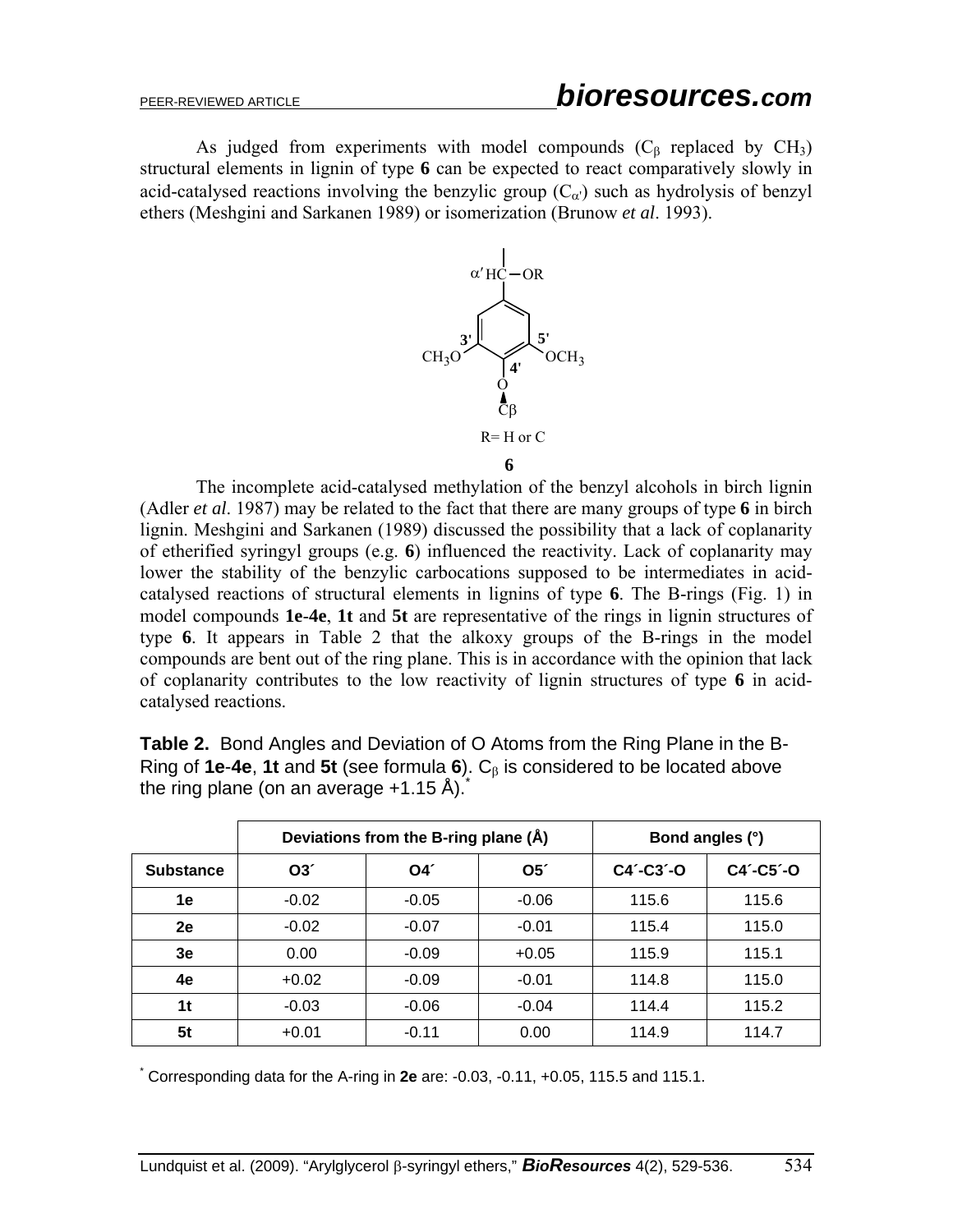As judged from experiments with model compounds ($C_\beta$ replaced by $CH_3$) structural elements in lignin of type **6** can be expected to react comparatively slowly in acid-catalysed reactions involving the benzylic group ($C_{\alpha'}$) such as hydrolysis of benzyl ethers (Meshgini and Sarkanen 1989) or isomerization (Brunow *et al*. 1993).

R= H or C

**6**

The incomplete acid-catalysed methylation of the benzyl alcohols in birch lignin (Adler *et al*. 1987) may be related to the fact that there are many groups of type **6** in birch lignin. Meshgini and Sarkanen (1989) discussed the possibility that a lack of coplanarity of etherified syringyl groups (e.g. **6**) influenced the reactivity. Lack of coplanarity may lower the stability of the benzylic carbocations supposed to be intermediates in acid-catalysed reactions of structural elements in lignins of type **6**. The B-rings (Fig. 1) in model compounds **1e**-**4e**, **1t** and **5t** are representative of the rings in lignin structures of type **6**. It appears in Table 2 that the alkoxy groups of the B-rings in the model compounds are bent out of the ring plane. This is in accordance with the opinion that lack of coplanarity contributes to the low reactivity of lignin structures of type **6** in acid-catalysed reactions.

**Table 2.** Bond Angles and Deviation of O Atoms from the Ring Plane in the B-Ring of **1e**-**4e**, **1t** and **5t** (see formula **6**). $C_\beta$ is considered to be located above the ring plane (on an average +1.15 Å).*

| | Deviations from the B-ring plane (Å) | | | Bond angles (°) | |
|---|---|---|---|---|---|
| **Substance** | **O3´** | **O4´** | **O5´** | **C4´-C3´-O** | **C4´-C5´-O** |
| **1e** | -0.02 | -0.05 | -0.06 | 115.6 | 115.6 |
| **2e** | -0.02 | -0.07 | -0.01 | 115.4 | 115.0 |
| **3e** | 0.00 | -0.09 | +0.05 | 115.9 | 115.1 |
| **4e** | +0.02 | -0.09 | -0.01 | 114.8 | 115.0 |
| **1t** | -0.03 | -0.06 | -0.04 | 114.4 | 115.2 |
| **5t** | +0.01 | -0.11 | 0.00 | 114.9 | 114.7 |

* Corresponding data for the A-ring in **2e** are: -0.03, -0.11, +0.05, 115.5 and 115.1.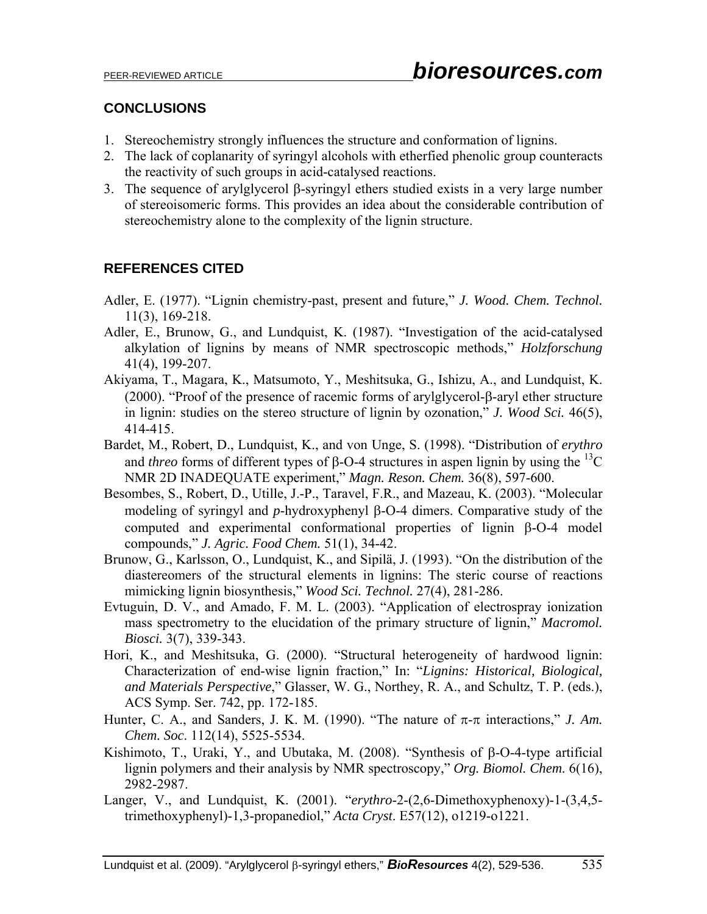## CONCLUSIONS

1. Stereochemistry strongly influences the structure and conformation of lignins.
2. The lack of coplanarity of syringyl alcohols with etherfied phenolic group counteracts the reactivity of such groups in acid-catalysed reactions.
3. The sequence of arylglycerol β-syringyl ethers studied exists in a very large number of stereoisomeric forms. This provides an idea about the considerable contribution of stereochemistry alone to the complexity of the lignin structure.

## REFERENCES CITED

Adler, E. (1977). "Lignin chemistry-past, present and future," *J. Wood. Chem. Technol.* 11(3), 169-218.

Adler, E., Brunow, G., and Lundquist, K. (1987). "Investigation of the acid-catalysed alkylation of lignins by means of NMR spectroscopic methods," *Holzforschung* 41(4), 199-207.

Akiyama, T., Magara, K., Matsumoto, Y., Meshitsuka, G., Ishizu, A., and Lundquist, K. (2000). "Proof of the presence of racemic forms of arylglycerol-β-aryl ether structure in lignin: studies on the stereo structure of lignin by ozonation," *J. Wood Sci.* 46(5), 414-415.

Bardet, M., Robert, D., Lundquist, K., and von Unge, S. (1998). "Distribution of *erythro* and *threo* forms of different types of β-O-4 structures in aspen lignin by using the $^{13}C$ NMR 2D INADEQUATE experiment," *Magn. Reson. Chem.* 36(8), 597-600.

Besombes, S., Robert, D., Utille, J.-P., Taravel, F.R., and Mazeau, K. (2003). "Molecular modeling of syringyl and *p*-hydroxyphenyl β-O-4 dimers. Comparative study of the computed and experimental conformational properties of lignin β-O-4 model compounds," *J. Agric. Food Chem.* 51(1), 34-42.

Brunow, G., Karlsson, O., Lundquist, K., and Sipilä, J. (1993). "On the distribution of the diastereomers of the structural elements in lignins: The steric course of reactions mimicking lignin biosynthesis," *Wood Sci. Technol.* 27(4), 281-286.

Evtuguin, D. V., and Amado, F. M. L. (2003). "Application of electrospray ionization mass spectrometry to the elucidation of the primary structure of lignin," *Macromol. Biosci.* 3(7), 339-343.

Hori, K., and Meshitsuka, G. (2000). "Structural heterogeneity of hardwood lignin: Characterization of end-wise lignin fraction," In: "*Lignins: Historical, Biological, and Materials Perspective*," Glasser, W. G., Northey, R. A., and Schultz, T. P. (eds.), ACS Symp. Ser. 742, pp. 172-185.

Hunter, C. A., and Sanders, J. K. M. (1990). "The nature of π-π interactions," *J. Am. Chem. Soc*. 112(14), 5525-5534.

Kishimoto, T., Uraki, Y., and Ubutaka, M. (2008). "Synthesis of β-O-4-type artificial lignin polymers and their analysis by NMR spectroscopy," *Org. Biomol. Chem.* 6(16), 2982-2987.

Langer, V., and Lundquist, K. (2001). "*erythro*-2-(2,6-Dimethoxyphenoxy)-1-(3,4,5-trimethoxyphenyl)-1,3-propanediol," *Acta Cryst*. E57(12), o1219-o1221.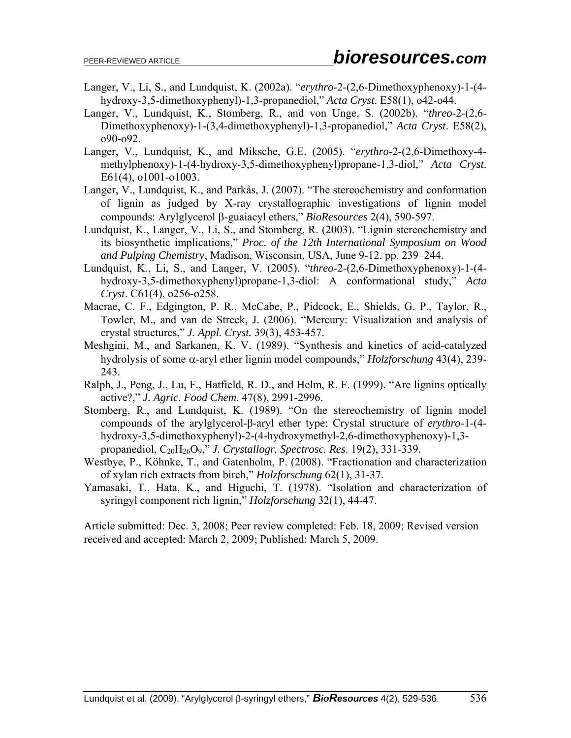Langer, V., Li, S., and Lundquist, K. (2002a). "*erythro*-2-(2,6-Dimethoxyphenoxy)-1-(4-hydroxy-3,5-dimethoxyphenyl)-1,3-propanediol," *Acta Cryst*. E58(1), o42-o44.

Langer, V., Lundquist, K., Stomberg, R., and von Unge, S. (2002b). "*threo*-2-(2,6-Dimethoxyphenoxy)-1-(3,4-dimethoxyphenyl)-1,3-propanediol," *Acta Cryst*. E58(2), o90-o92.

Langer, V., Lundquist, K., and Miksche, G.E. (2005). "*erythro*-2-(2,6-Dimethoxy-4-methylphenoxy)-1-(4-hydroxy-3,5-dimethoxyphenyl)propane-1,3-diol," *Acta Cryst*. E61(4), o1001-o1003.

Langer, V., Lundquist, K., and Parkås, J. (2007). "The stereochemistry and conformation of lignin as judged by X-ray crystallographic investigations of lignin model compounds: Arylglycerol β-guaiacyl ethers," *BioResources* 2(4), 590-597.

Lundquist, K., Langer, V., Li, S., and Stomberg, R. (2003). "Lignin stereochemistry and its biosynthetic implications," *Proc. of the 12th International Symposium on Wood and Pulping Chemistry*, Madison, Wisconsin, USA, June 9-12. pp. 239–244.

Lundquist, K., Li, S., and Langer, V. (2005). "*threo*-2-(2,6-Dimethoxyphenoxy)-1-(4-hydroxy-3,5-dimethoxyphenyl)propane-1,3-diol: A conformational study," *Acta Cryst*. C61(4), o256-o258.

Macrae, C. F., Edgington, P. R., McCabe, P., Pidcock, E., Shields, G. P., Taylor, R., Towler, M., and van de Streek, J. (2006). "Mercury: Visualization and analysis of crystal structures," *J. Appl. Cryst.* 39(3), 453-457.

Meshgini, M., and Sarkanen, K. V. (1989). "Synthesis and kinetics of acid-catalyzed hydrolysis of some α-aryl ether lignin model compounds," *Holzforschung* 43(4), 239-243.

Ralph, J., Peng, J., Lu, F., Hatfield, R. D., and Helm, R. F. (1999). "Are lignins optically active?," *J. Agric. Food Chem*. 47(8), 2991-2996.

Stomberg, R., and Lundquist, K. (1989). "On the stereochemistry of lignin model compounds of the arylglycerol-β-aryl ether type: Crystal structure of *erythro*-1-(4-hydroxy-3,5-dimethoxyphenyl)-2-(4-hydroxymethyl-2,6-dimethoxyphenoxy)-1,3-propanediol, $C_{20}H_{26}O_9$," *J. Crystallogr. Spectrosc. Res*. 19(2), 331-339.

Westbye, P., Köhnke, T., and Gatenholm, P. (2008). "Fractionation and characterization of xylan rich extracts from birch," *Holzforschung* 62(1), 31-37.

Yamasaki, T., Hata, K., and Higuchi, T. (1978). "Isolation and characterization of syringyl component rich lignin," *Holzforschung* 32(1), 44-47.

Article submitted: Dec. 3, 2008; Peer review completed: Feb. 18, 2009; Revised version received and accepted: March 2, 2009; Published: March 5, 2009.